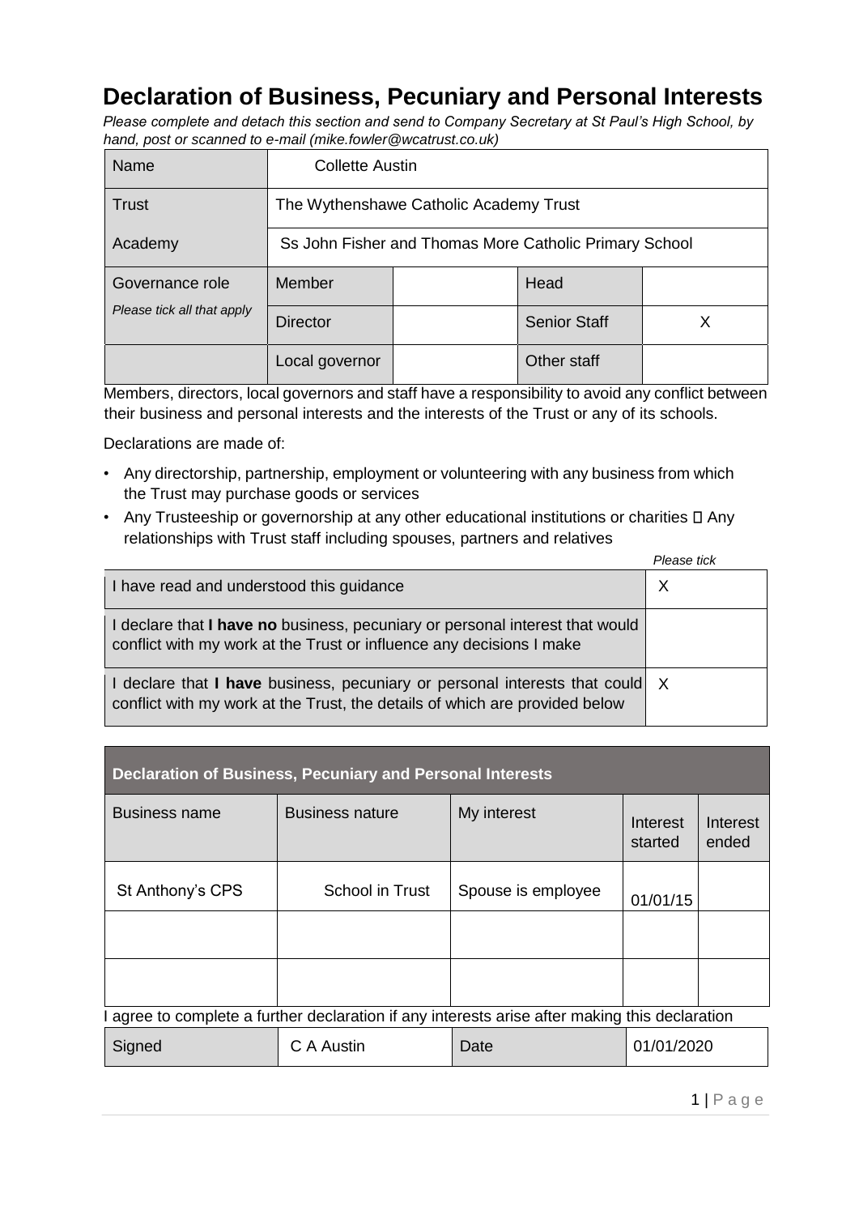# Declaration of Business, Pecuniary and Personal Interests

*Please complete and detach this section and send to Company Secretary at St Paul's High School, by hand, post or scanned to e-mail (mike.fowler@wcatrust.co.uk)*

| Name | Collette Austin | | | |
|---|---|---|---|---|
| Trust | The Wythenshawe Catholic Academy Trust | | | |
| Academy | Ss John Fisher and Thomas More Catholic Primary School | | | |
| Governance role *Please tick all that apply* | Member | | Head | |
| | Director | | Senior Staff | X |
| | Local governor | | Other staff | |

Members, directors, local governors and staff have a responsibility to avoid any conflict between their business and personal interests and the interests of the Trust or any of its schools.

Declarations are made of:

- Any directorship, partnership, employment or volunteering with any business from which the Trust may purchase goods or services
- Any Trusteeship or governorship at any other educational institutions or charities  Any relationships with Trust staff including spouses, partners and relatives

| | *Please tick* |
|---|---|
| I have read and understood this guidance | X |
| I declare that **I have no** business, pecuniary or personal interest that would conflict with my work at the Trust or influence any decisions I make | |
| I declare that **I have** business, pecuniary or personal interests that could conflict with my work at the Trust, the details of which are provided below | X |

| **Declaration of Business, Pecuniary and Personal Interests** | | | | |
|---|---|---|---|---|
| Business name | Business nature | My interest | Interest started | Interest ended |
| St Anthony's CPS | School in Trust | Spouse is employee | 01/01/15 | |
| | | | | |
| | | | | |

I agree to complete a further declaration if any interests arise after making this declaration

| Signed | C A Austin | Date | 01/01/2020 |
|---|---|---|---|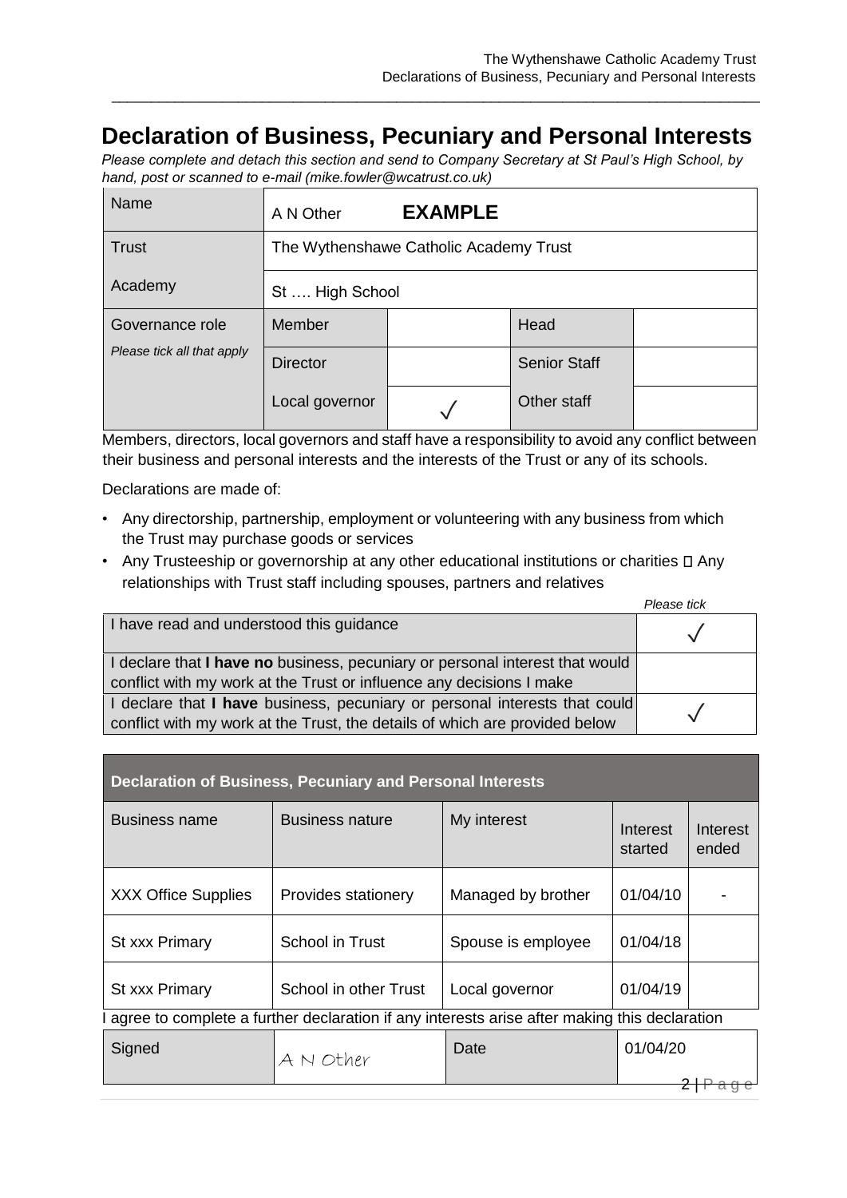# Declaration of Business, Pecuniary and Personal Interests

*Please complete and detach this section and send to Company Secretary at St Paul's High School, by hand, post or scanned to e-mail (mike.fowler@wcatrust.co.uk)*

| Name | A N Other **EXAMPLE** | | | |
|---|---|---|---|---|
| Trust | The Wythenshawe Catholic Academy Trust | | | |
| Academy | St …. High School | | | |
| Governance role *Please tick all that apply* | Member | | Head | |
| | Director | | Senior Staff | |
| | Local governor | ✓ | Other staff | |

Members, directors, local governors and staff have a responsibility to avoid any conflict between their business and personal interests and the interests of the Trust or any of its schools.

Declarations are made of:

- Any directorship, partnership, employment or volunteering with any business from which the Trust may purchase goods or services
- Any Trusteeship or governorship at any other educational institutions or charities  Any relationships with Trust staff including spouses, partners and relatives

| | *Please tick* |
|---|---|
| I have read and understood this guidance | ✓ |
| I declare that **I have no** business, pecuniary or personal interest that would conflict with my work at the Trust or influence any decisions I make | |
| I declare that **I have** business, pecuniary or personal interests that could conflict with my work at the Trust, the details of which are provided below | ✓ |

| **Declaration of Business, Pecuniary and Personal Interests** | | | | |
|---|---|---|---|---|
| Business name | Business nature | My interest | Interest started | Interest ended |
| XXX Office Supplies | Provides stationery | Managed by brother | 01/04/10 | - |
| St xxx Primary | School in Trust | Spouse is employee | 01/04/18 | |
| St xxx Primary | School in other Trust | Local governor | 01/04/19 | |

I agree to complete a further declaration if any interests arise after making this declaration

| Signed | A N Other | Date | 01/04/20 |
|---|---|---|---|